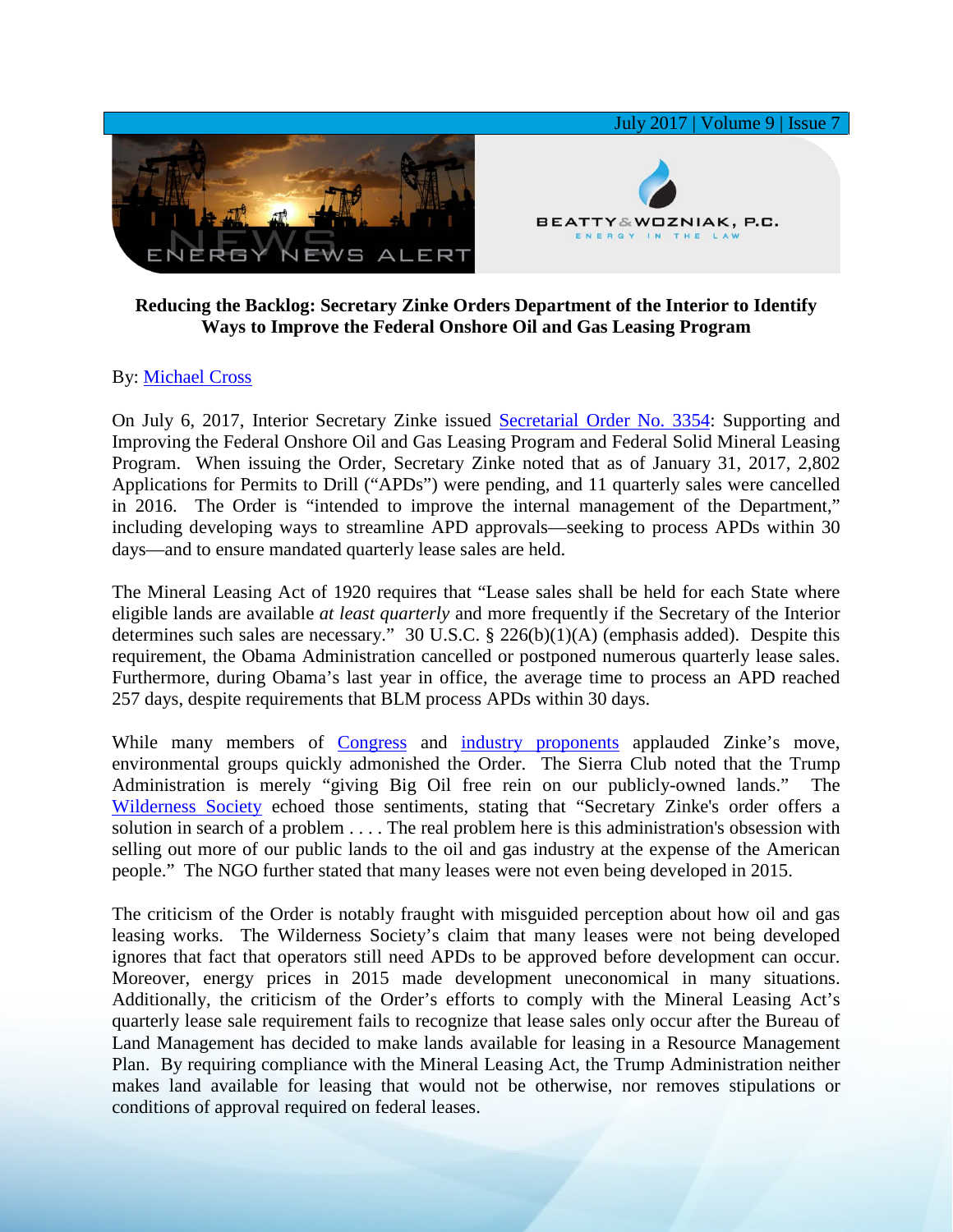# Reducing the Backlog: Secretary Zinke Orders Department of the Interior to Identify Ways to Improve the Federal Onshore Oil and Gas Leasing Program

By: Michael Cross

On July 6, 2017, Interior Secretary Zinke issued Secretarial Order No. 3354: Supporting and Improving the Federal Onshore Oil and Gas Leasing Program and Federal Solid Mineral Leasing Program. When issuing the Order, Secretary Zinke noted that as of January 31, 2017, 2,802 Applications for Permits to Drill ("APDs") were pending, and 11 quarterly sales were cancelled in 2016. The Order is "intended to improve the internal management of the Department," including developing ways to streamline APD approvals—seeking to process APDs within 30 days—and to ensure mandated quarterly lease sales are held.

The Mineral Leasing Act of 1920 requires that "Lease sales shall be held for each State where eligible lands are available *at least quarterly* and more frequently if the Secretary of the Interior determines such sales are necessary." 30 U.S.C. § 226(b)(1)(A) (emphasis added). Despite this requirement, the Obama Administration cancelled or postponed numerous quarterly lease sales. Furthermore, during Obama's last year in office, the average time to process an APD reached 257 days, despite requirements that BLM process APDs within 30 days.

While many members of Congress and industry proponents applauded Zinke's move, environmental groups quickly admonished the Order. The Sierra Club noted that the Trump Administration is merely "giving Big Oil free rein on our publicly-owned lands." The Wilderness Society echoed those sentiments, stating that "Secretary Zinke's order offers a solution in search of a problem . . . . The real problem here is this administration's obsession with selling out more of our public lands to the oil and gas industry at the expense of the American people." The NGO further stated that many leases were not even being developed in 2015.

The criticism of the Order is notably fraught with misguided perception about how oil and gas leasing works. The Wilderness Society's claim that many leases were not being developed ignores that fact that operators still need APDs to be approved before development can occur. Moreover, energy prices in 2015 made development uneconomical in many situations. Additionally, the criticism of the Order's efforts to comply with the Mineral Leasing Act's quarterly lease sale requirement fails to recognize that lease sales only occur after the Bureau of Land Management has decided to make lands available for leasing in a Resource Management Plan. By requiring compliance with the Mineral Leasing Act, the Trump Administration neither makes land available for leasing that would not be otherwise, nor removes stipulations or conditions of approval required on federal leases.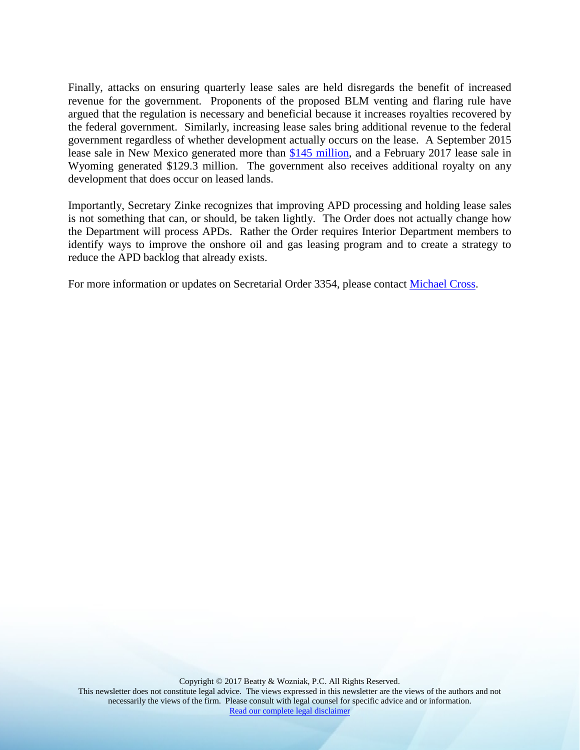Finally, attacks on ensuring quarterly lease sales are held disregards the benefit of increased revenue for the government. Proponents of the proposed BLM venting and flaring rule have argued that the regulation is necessary and beneficial because it increases royalties recovered by the federal government. Similarly, increasing lease sales bring additional revenue to the federal government regardless of whether development actually occurs on the lease. A September 2015 lease sale in New Mexico generated more than $145 million, and a February 2017 lease sale in Wyoming generated $129.3 million. The government also receives additional royalty on any development that does occur on leased lands.

Importantly, Secretary Zinke recognizes that improving APD processing and holding lease sales is not something that can, or should, be taken lightly. The Order does not actually change how the Department will process APDs. Rather the Order requires Interior Department members to identify ways to improve the onshore oil and gas leasing program and to create a strategy to reduce the APD backlog that already exists.

For more information or updates on Secretarial Order 3354, please contact Michael Cross.

Copyright © 2017 Beatty & Wozniak, P.C. All Rights Reserved.
This newsletter does not constitute legal advice. The views expressed in this newsletter are the views of the authors and not necessarily the views of the firm. Please consult with legal counsel for specific advice and or information.
Read our complete legal disclaimer